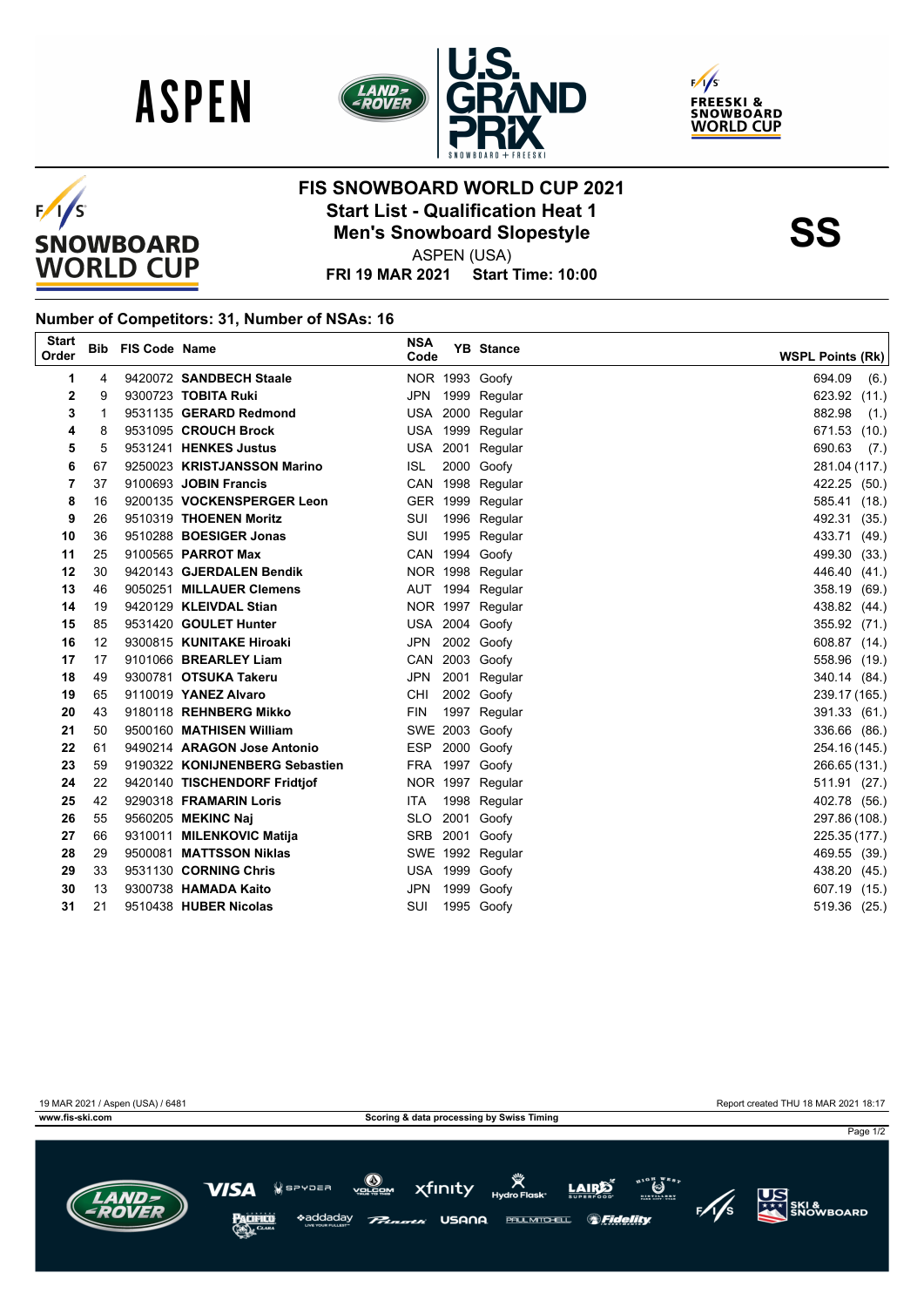# FIS SNOWBOARD WORLD CUP 2021

## Start List - Qualification Heat 1

## Men's Snowboard Slopestyle

**SS**

ASPEN (USA)

**FRI 19 MAR 2021 Start Time: 10:00**

### Number of Competitors: 31, Number of NSAs: 16

| Start Order | Bib | FIS Code | Name | NSA Code | YB | Stance | WSPL Points (Rk) |
|---|---|---|---|---|---|---|---|
| 1 | 4 | 9420072 | **SANDBECH Staale** | NOR | 1993 | Goofy | 694.09 (6.) |
| 2 | 9 | 9300723 | **TOBITA Ruki** | JPN | 1999 | Regular | 623.92 (11.) |
| 3 | 1 | 9531135 | **GERARD Redmond** | USA | 2000 | Regular | 882.98 (1.) |
| 4 | 8 | 9531095 | **CROUCH Brock** | USA | 1999 | Regular | 671.53 (10.) |
| 5 | 5 | 9531241 | **HENKES Justus** | USA | 2001 | Regular | 690.63 (7.) |
| 6 | 67 | 9250023 | **KRISTJANSSON Marino** | ISL | 2000 | Goofy | 281.04 (117.) |
| 7 | 37 | 9100693 | **JOBIN Francis** | CAN | 1998 | Regular | 422.25 (50.) |
| 8 | 16 | 9200135 | **VOCKENSPERGER Leon** | GER | 1999 | Regular | 585.41 (18.) |
| 9 | 26 | 9510319 | **THOENEN Moritz** | SUI | 1996 | Regular | 492.31 (35.) |
| 10 | 36 | 9510288 | **BOESIGER Jonas** | SUI | 1995 | Regular | 433.71 (49.) |
| 11 | 25 | 9100565 | **PARROT Max** | CAN | 1994 | Goofy | 499.30 (33.) |
| 12 | 30 | 9420143 | **GJERDALEN Bendik** | NOR | 1998 | Regular | 446.40 (41.) |
| 13 | 46 | 9050251 | **MILLAUER Clemens** | AUT | 1994 | Regular | 358.19 (69.) |
| 14 | 19 | 9420129 | **KLEIVDAL Stian** | NOR | 1997 | Regular | 438.82 (44.) |
| 15 | 85 | 9531420 | **GOULET Hunter** | USA | 2004 | Goofy | 355.92 (71.) |
| 16 | 12 | 9300815 | **KUNITAKE Hiroaki** | JPN | 2002 | Goofy | 608.87 (14.) |
| 17 | 17 | 9101066 | **BREARLEY Liam** | CAN | 2003 | Goofy | 558.96 (19.) |
| 18 | 49 | 9300781 | **OTSUKA Takeru** | JPN | 2001 | Regular | 340.14 (84.) |
| 19 | 65 | 9110019 | **YANEZ Alvaro** | CHI | 2002 | Goofy | 239.17 (165.) |
| 20 | 43 | 9180118 | **REHNBERG Mikko** | FIN | 1997 | Regular | 391.33 (61.) |
| 21 | 50 | 9500160 | **MATHISEN William** | SWE | 2003 | Goofy | 336.66 (86.) |
| 22 | 61 | 9490214 | **ARAGON Jose Antonio** | ESP | 2000 | Goofy | 254.16 (145.) |
| 23 | 59 | 9190322 | **KONIJNENBERG Sebastien** | FRA | 1997 | Goofy | 266.65 (131.) |
| 24 | 22 | 9420140 | **TISCHENDORF Fridtjof** | NOR | 1997 | Regular | 511.91 (27.) |
| 25 | 42 | 9290318 | **FRAMARIN Loris** | ITA | 1998 | Regular | 402.78 (56.) |
| 26 | 55 | 9560205 | **MEKINC Naj** | SLO | 2001 | Goofy | 297.86 (108.) |
| 27 | 66 | 9310011 | **MILENKOVIC Matija** | SRB | 2001 | Goofy | 225.35 (177.) |
| 28 | 29 | 9500081 | **MATTSSON Niklas** | SWE | 1992 | Regular | 469.55 (39.) |
| 29 | 33 | 9531130 | **CORNING Chris** | USA | 1999 | Goofy | 438.20 (45.) |
| 30 | 13 | 9300738 | **HAMADA Kaito** | JPN | 1999 | Goofy | 607.19 (15.) |
| 31 | 21 | 9510438 | **HUBER Nicolas** | SUI | 1995 | Goofy | 519.36 (25.) |

19 MAR 2021 / Aspen (USA) / 6481 — Report created THU 18 MAR 2021 18:17

www.fis-ski.com — Scoring & data processing by Swiss Timing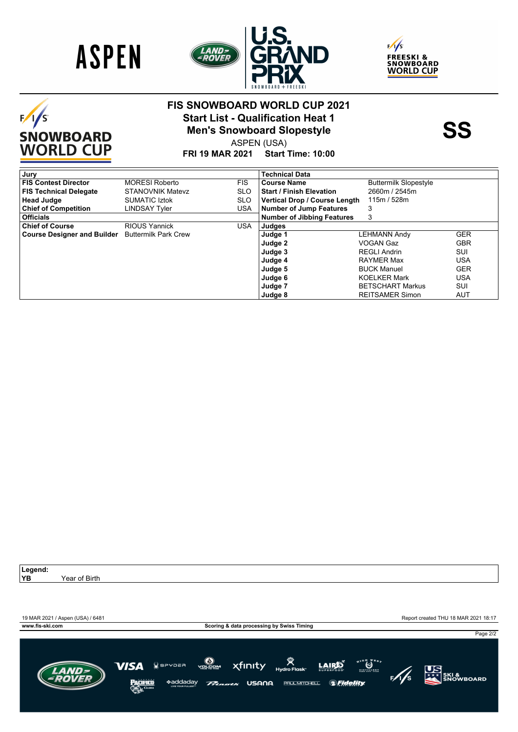# FIS SNOWBOARD WORLD CUP 2021

## Start List - Qualification Heat 1

## Men's Snowboard Slopestyle

**SS**

ASPEN (USA)

**FRI 19 MAR 2021 Start Time: 10:00**

| **Jury** | | |
|---|---|---|
| **FIS Contest Director** | MORESI Roberto | FIS |
| **FIS Technical Delegate** | STANOVNIK Matevz | SLO |
| **Head Judge** | SUMATIC Iztok | SLO |
| **Chief of Competition** | LINDSAY Tyler | USA |
| **Officials** | | |
| **Chief of Course** | RIOUS Yannick | USA |
| **Course Designer and Builder** | Buttermilk Park Crew | |

| **Technical Data** | |
|---|---|
| **Course Name** | Buttermilk Slopestyle |
| **Start / Finish Elevation** | 2660m / 2545m |
| **Vertical Drop / Course Length** | 115m / 528m |
| **Number of Jump Features** | 3 |
| **Number of Jibbing Features** | 3 |

| **Judges** | | |
|---|---|---|
| **Judge 1** | LEHMANN Andy | GER |
| **Judge 2** | VOGAN Gaz | GBR |
| **Judge 3** | REGLI Andrin | SUI |
| **Judge 4** | RAYMER Max | USA |
| **Judge 5** | BUCK Manuel | GER |
| **Judge 6** | KOELKER Mark | USA |
| **Judge 7** | BETSCHART Markus | SUI |
| **Judge 8** | REITSAMER Simon | AUT |

**Legend:**
**YB** Year of Birth

19 MAR 2021 / Aspen (USA) / 6481

Report created THU 18 MAR 2021 18:17

**www.fis-ski.com**

**Scoring & data processing by Swiss Timing**